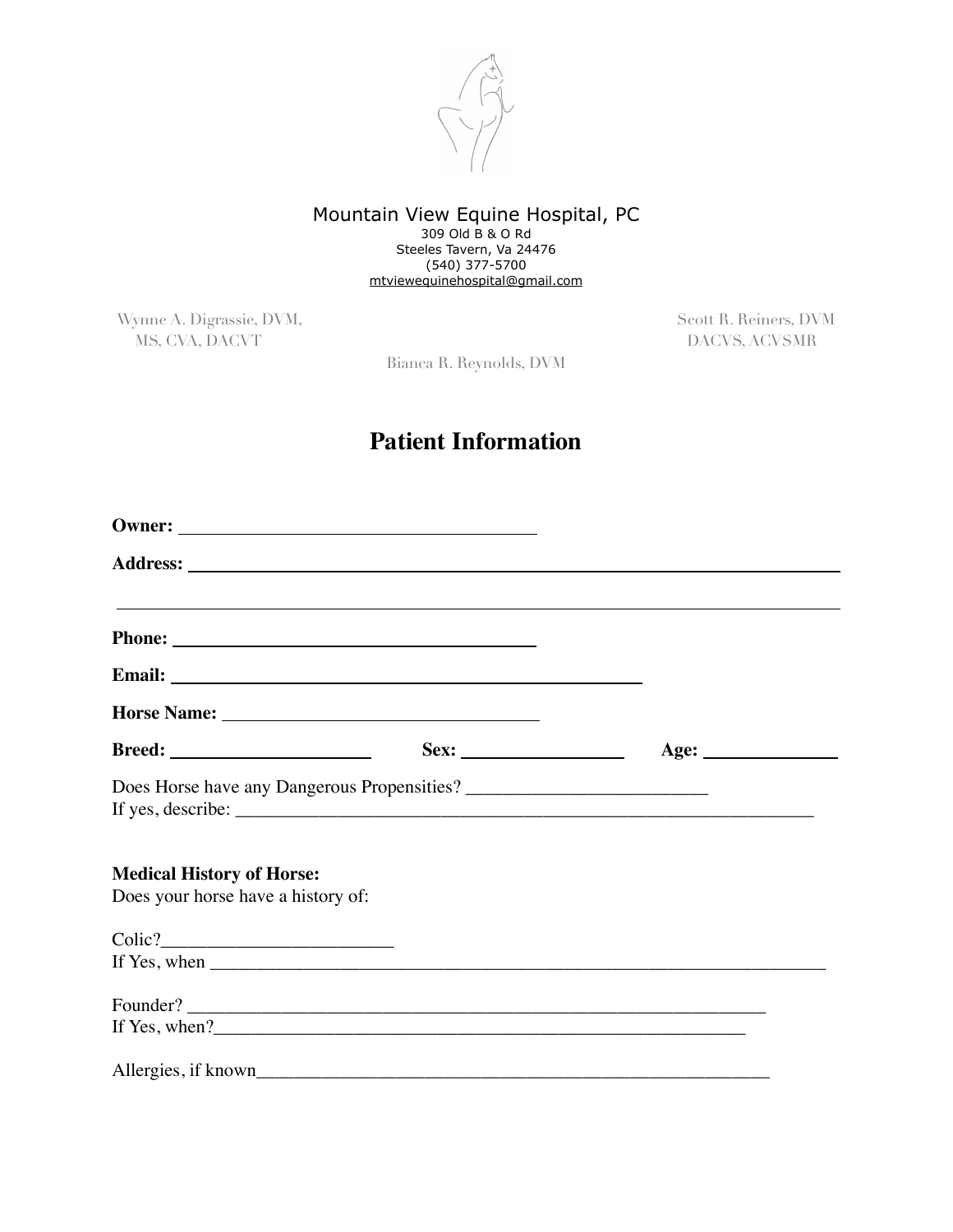Mountain View Equine Hospital, PC
309 Old B & O Rd
Steeles Tavern, Va 24476
(540) 377-5700
mtviewequinehospital@gmail.com

Wynne A. Digrassie, DVM, MS, CVA, DACVT

Scott R. Reiners, DVM DACVS, ACVSMR

Bianca R. Reynolds, DVM

# Patient Information

**Owner:** ______________________________

**Address:** ______________________________________________________

______________________________________________________________

**Phone:** ______________________________

**Email:** ____________________________________

**Horse Name:** ___________________________

**Breed:** ________________ **Sex:** ______________ **Age:** ___________

Does Horse have any Dangerous Propensities? _________________________
If yes, describe: _________________________________________________________

**Medical History of Horse:**
Does your horse have a history of:

Colic?________________________
If Yes, when _____________________________________________________________

Founder? ______________________________________________________________
If Yes, when?____________________________________________________________

Allergies, if known__________________________________________________________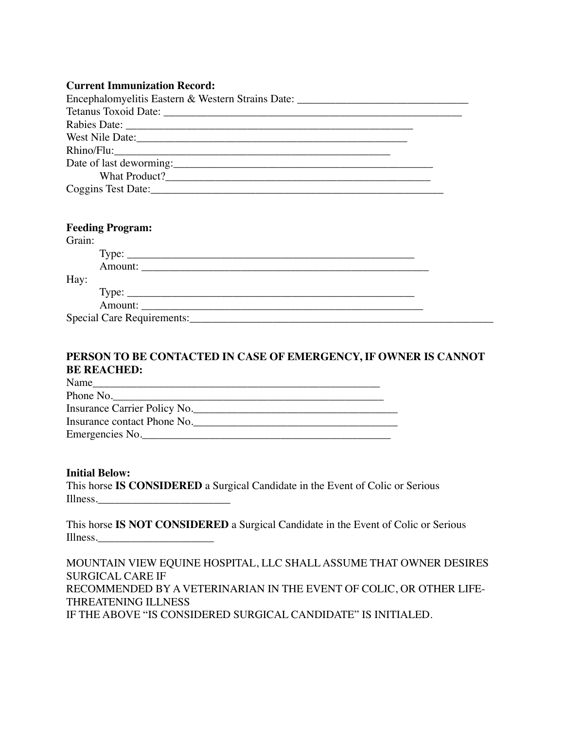**Current Immunization Record:**

Encephalomyelitis Eastern & Western Strains Date: ________________________________

Tetanus Toxoid Date: ___________________________________________________________

Rabies Date: ______________________________________________________

West Nile Date:_____________________________________________________

Rhino/Flu:_____________________________________________________

Date of last deworming:___________________________________________________

What Product?_____________________________________________________

Coggins Test Date:________________________________________________________

**Feeding Program:**

Grain:

Type: ______________________________________________________

Amount: _____________________________________________________

Hay:

Type: ______________________________________________________

Amount: ____________________________________________________

Special Care Requirements:___________________________________________________________

**PERSON TO BE CONTACTED IN CASE OF EMERGENCY, IF OWNER IS CANNOT BE REACHED:**

Name_____________________________________________________

Phone No.__________________________________________________

Insurance Carrier Policy No.______________________________________

Insurance contact Phone No._______________________________________

Emergencies No._____________________________________________

**Initial Below:**

This horse **IS CONSIDERED** a Surgical Candidate in the Event of Colic or Serious Illness.________________________

This horse **IS NOT CONSIDERED** a Surgical Candidate in the Event of Colic or Serious Illness.____________________

MOUNTAIN VIEW EQUINE HOSPITAL, LLC SHALL ASSUME THAT OWNER DESIRES SURGICAL CARE IF
RECOMMENDED BY A VETERINARIAN IN THE EVENT OF COLIC, OR OTHER LIFE-THREATENING ILLNESS
IF THE ABOVE "IS CONSIDERED SURGICAL CANDIDATE" IS INITIALED.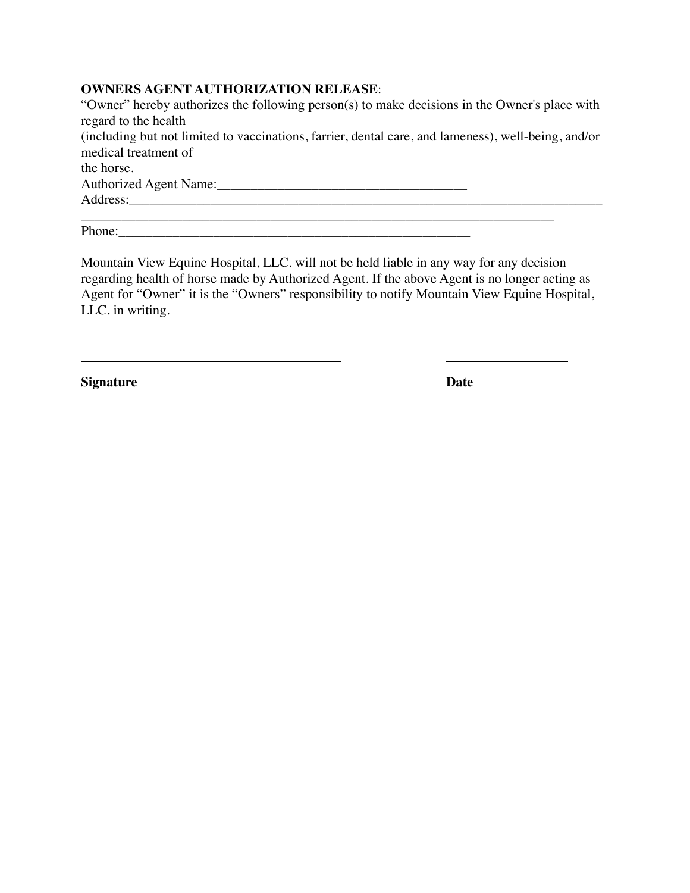**OWNERS AGENT AUTHORIZATION RELEASE**:

"Owner" hereby authorizes the following person(s) to make decisions in the Owner's place with regard to the health (including but not limited to vaccinations, farrier, dental care, and lameness), well-being, and/or medical treatment of the horse.

Authorized Agent Name:_____________________________________

Address:_____________________________________________________________________

_____________________________________________________________________

Phone:_____________________________________________________

Mountain View Equine Hospital, LLC. will not be held liable in any way for any decision regarding health of horse made by Authorized Agent. If the above Agent is no longer acting as Agent for "Owner" it is the "Owners" responsibility to notify Mountain View Equine Hospital, LLC. in writing.

_______________________________________ __________________

**Signature** **Date**